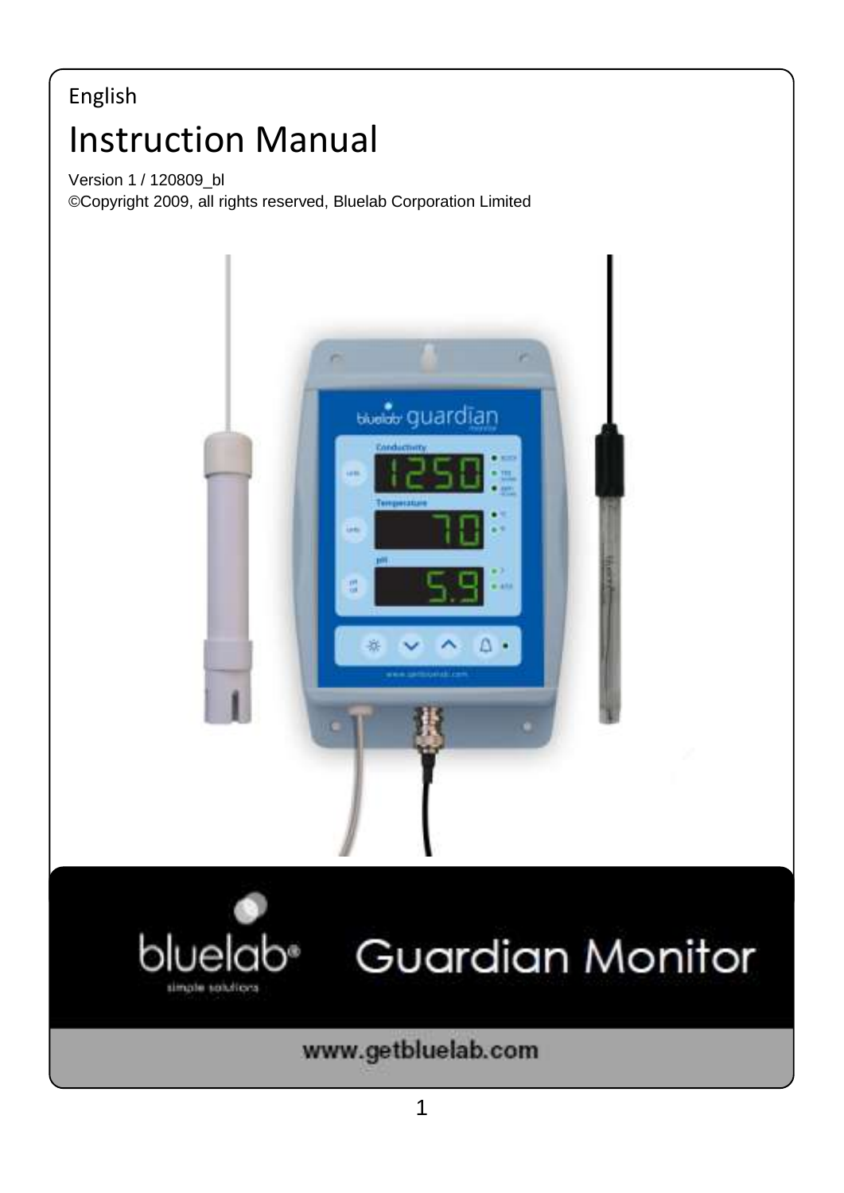English

# Instruction Manual

Version 1 / 120809_bl
©Copyright 2009, all rights reserved, Bluelab Corporation Limited

bluelab® simple solutions

# Guardian Monitor

www.getbluelab.com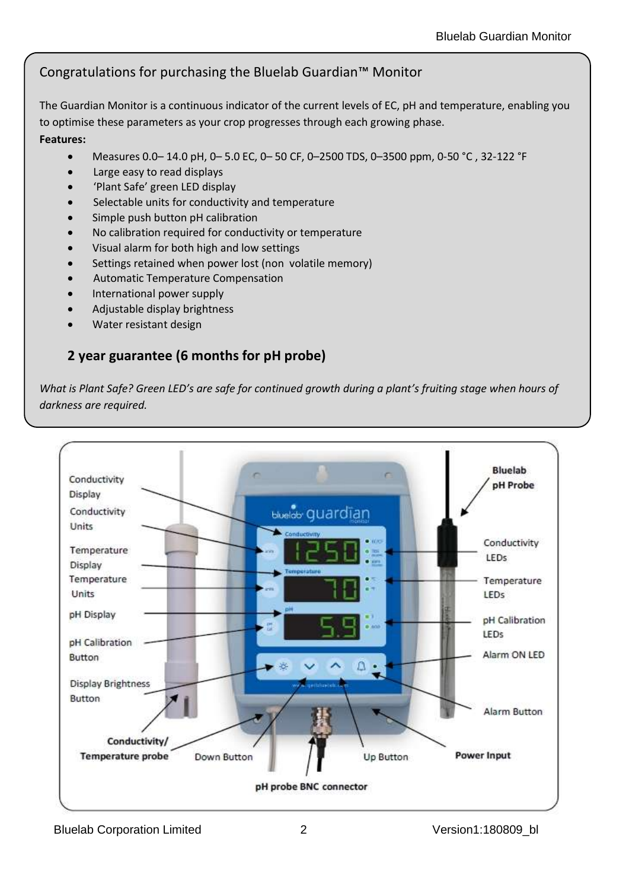## Congratulations for purchasing the Bluelab Guardian™ Monitor

The Guardian Monitor is a continuous indicator of the current levels of EC, pH and temperature, enabling you to optimise these parameters as your crop progresses through each growing phase.

**Features:**

- Measures 0.0– 14.0 pH, 0– 5.0 EC, 0– 50 CF, 0–2500 TDS, 0–3500 ppm, 0-50 °C , 32-122 °F
- Large easy to read displays
- 'Plant Safe' green LED display
- Selectable units for conductivity and temperature
- Simple push button pH calibration
- No calibration required for conductivity or temperature
- Visual alarm for both high and low settings
- Settings retained when power lost (non volatile memory)
- Automatic Temperature Compensation
- International power supply
- Adjustable display brightness
- Water resistant design

### 2 year guarantee (6 months for pH probe)

*What is Plant Safe? Green LED's are safe for continued growth during a plant's fruiting stage when hours of darkness are required.*

Conductivity Display
Conductivity Units
Temperature Display
Temperature Units
pH Display
pH Calibration Button
Display Brightness Button
Conductivity/ Temperature probe
Down Button
Up Button
pH probe BNC connector
Power Input
Alarm Button
Alarm ON LED
pH Calibration LEDs
Temperature LEDs
Conductivity LEDs
Bluelab pH Probe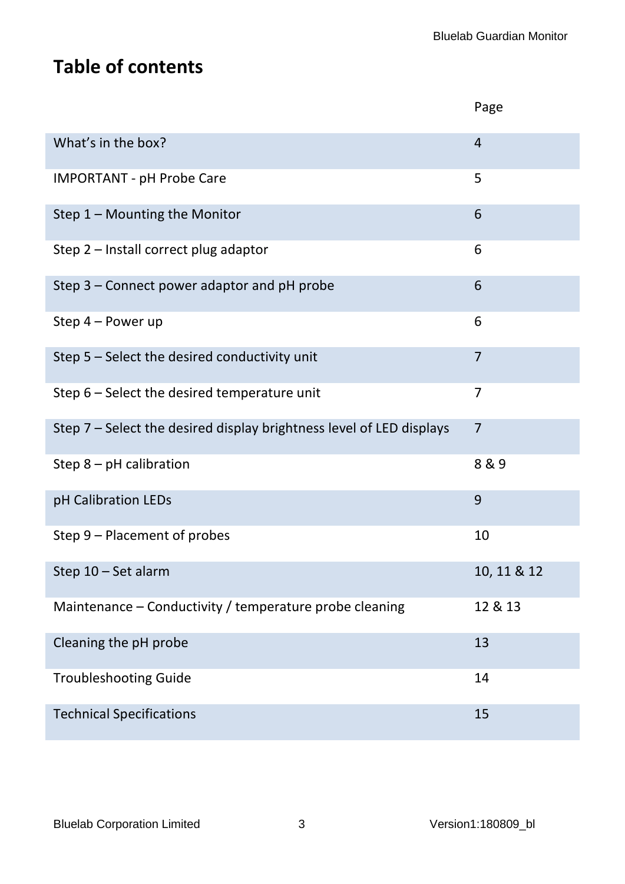# Table of contents

| | Page |
|---|---|
| What's in the box? | 4 |
| IMPORTANT - pH Probe Care | 5 |
| Step 1 – Mounting the Monitor | 6 |
| Step 2 – Install correct plug adaptor | 6 |
| Step 3 – Connect power adaptor and pH probe | 6 |
| Step 4 – Power up | 6 |
| Step 5 – Select the desired conductivity unit | 7 |
| Step 6 – Select the desired temperature unit | 7 |
| Step 7 – Select the desired display brightness level of LED displays | 7 |
| Step 8 – pH calibration | 8 & 9 |
| pH Calibration LEDs | 9 |
| Step 9 – Placement of probes | 10 |
| Step 10 – Set alarm | 10, 11 & 12 |
| Maintenance – Conductivity / temperature probe cleaning | 12 & 13 |
| Cleaning the pH probe | 13 |
| Troubleshooting Guide | 14 |
| Technical Specifications | 15 |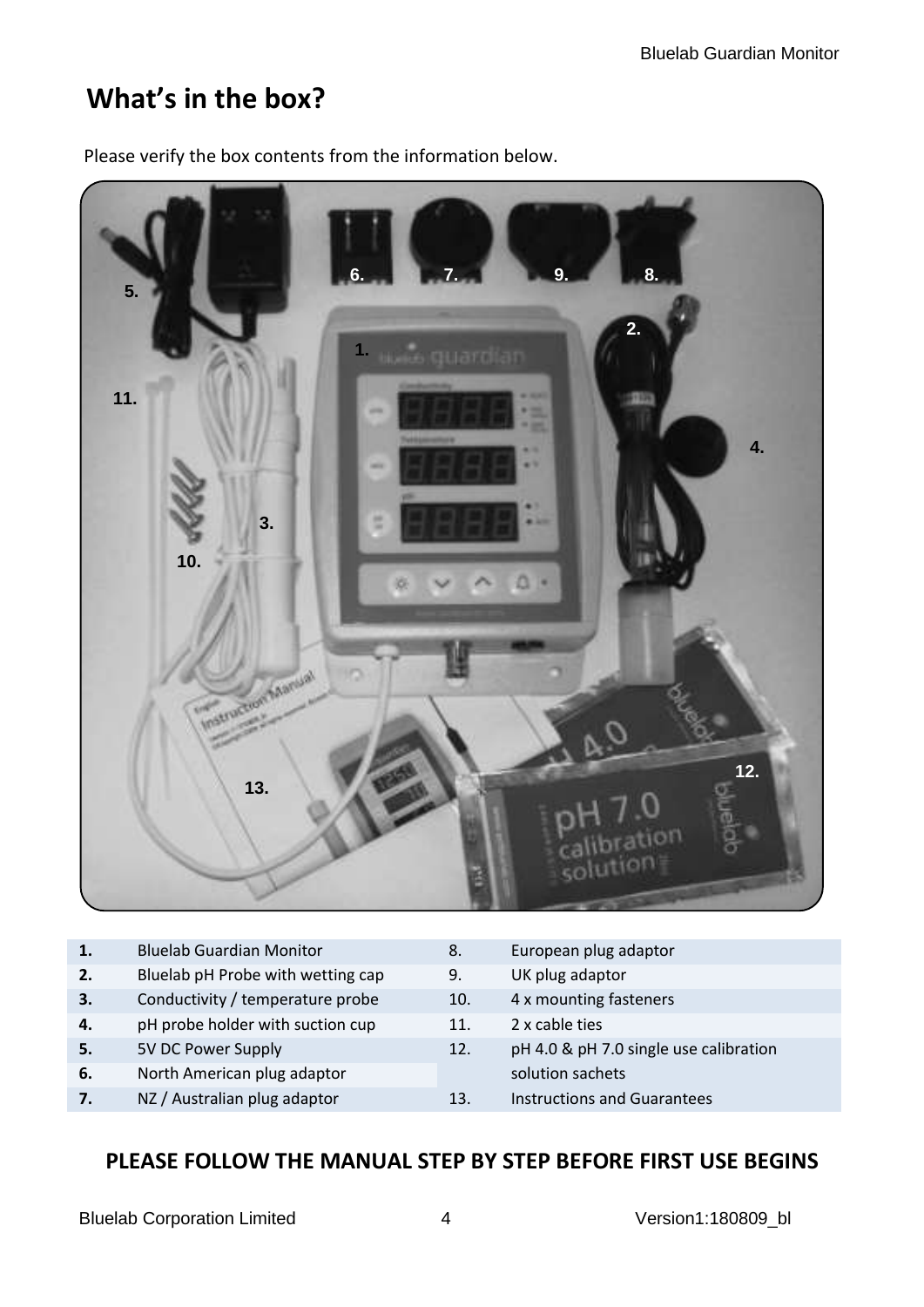# What's in the box?

Please verify the box contents from the information below.

| | | | |
|---|---|---|---|
| **1.** | Bluelab Guardian Monitor | 8. | European plug adaptor |
| **2.** | Bluelab pH Probe with wetting cap | 9. | UK plug adaptor |
| **3.** | Conductivity / temperature probe | 10. | 4 x mounting fasteners |
| **4.** | pH probe holder with suction cup | 11. | 2 x cable ties |
| **5.** | 5V DC Power Supply | 12. | pH 4.0 & pH 7.0 single use calibration solution sachets |
| **6.** | North American plug adaptor | | |
| **7.** | NZ / Australian plug adaptor | 13. | Instructions and Guarantees |

**PLEASE FOLLOW THE MANUAL STEP BY STEP BEFORE FIRST USE BEGINS**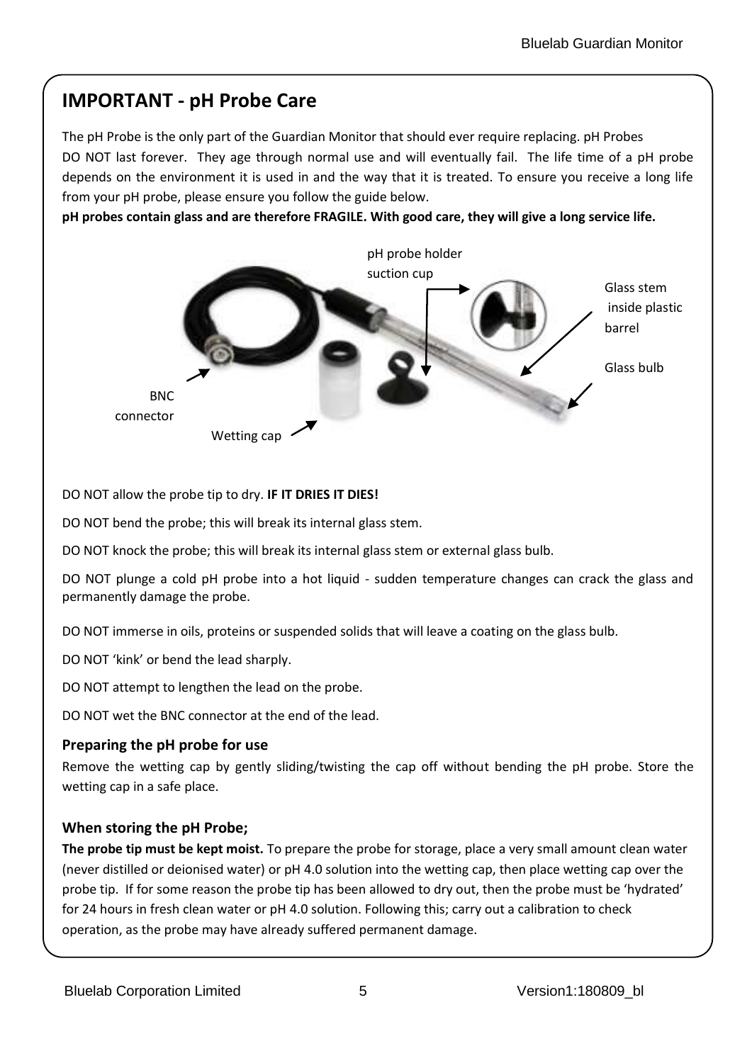## IMPORTANT - pH Probe Care

The pH Probe is the only part of the Guardian Monitor that should ever require replacing. pH Probes DO NOT last forever. They age through normal use and will eventually fail. The life time of a pH probe depends on the environment it is used in and the way that it is treated. To ensure you receive a long life from your pH probe, please ensure you follow the guide below.

**pH probes contain glass and are therefore FRAGILE. With good care, they will give a long service life.**

pH probe holder suction cup

Glass stem inside plastic barrel

Glass bulb

BNC connector

Wetting cap

DO NOT allow the probe tip to dry. **IF IT DRIES IT DIES!**

DO NOT bend the probe; this will break its internal glass stem.

DO NOT knock the probe; this will break its internal glass stem or external glass bulb.

DO NOT plunge a cold pH probe into a hot liquid - sudden temperature changes can crack the glass and permanently damage the probe.

DO NOT immerse in oils, proteins or suspended solids that will leave a coating on the glass bulb.

DO NOT 'kink' or bend the lead sharply.

DO NOT attempt to lengthen the lead on the probe.

DO NOT wet the BNC connector at the end of the lead.

### Preparing the pH probe for use

Remove the wetting cap by gently sliding/twisting the cap off without bending the pH probe. Store the wetting cap in a safe place.

### When storing the pH Probe;

**The probe tip must be kept moist.** To prepare the probe for storage, place a very small amount clean water (never distilled or deionised water) or pH 4.0 solution into the wetting cap, then place wetting cap over the probe tip. If for some reason the probe tip has been allowed to dry out, then the probe must be 'hydrated' for 24 hours in fresh clean water or pH 4.0 solution. Following this; carry out a calibration to check operation, as the probe may have already suffered permanent damage.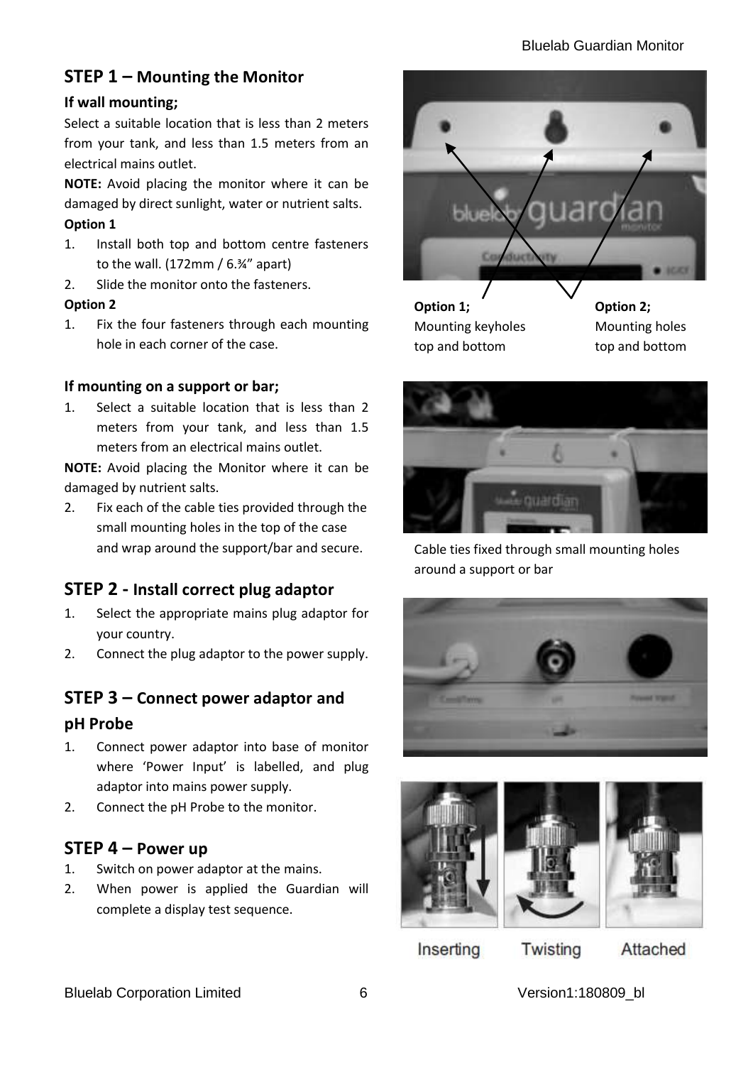## STEP 1 – Mounting the Monitor

### If wall mounting;

Select a suitable location that is less than 2 meters from your tank, and less than 1.5 meters from an electrical mains outlet.

**NOTE:** Avoid placing the monitor where it can be damaged by direct sunlight, water or nutrient salts.

**Option 1**

1. Install both top and bottom centre fasteners to the wall. (172mm / 6.¾" apart)
2. Slide the monitor onto the fasteners.

**Option 2**

1. Fix the four fasteners through each mounting hole in each corner of the case.

**Option 1;** Mounting keyholes top and bottom

**Option 2;** Mounting holes top and bottom

### If mounting on a support or bar;

1. Select a suitable location that is less than 2 meters from your tank, and less than 1.5 meters from an electrical mains outlet.

**NOTE:** Avoid placing the Monitor where it can be damaged by nutrient salts.

2. Fix each of the cable ties provided through the small mounting holes in the top of the case and wrap around the support/bar and secure.

Cable ties fixed through small mounting holes around a support or bar

## STEP 2 - Install correct plug adaptor

1. Select the appropriate mains plug adaptor for your country.
2. Connect the plug adaptor to the power supply.

## STEP 3 – Connect power adaptor and pH Probe

1. Connect power adaptor into base of monitor where 'Power Input' is labelled, and plug adaptor into mains power supply.
2. Connect the pH Probe to the monitor.

Inserting    Twisting    Attached

## STEP 4 – Power up

1. Switch on power adaptor at the mains.
2. When power is applied the Guardian will complete a display test sequence.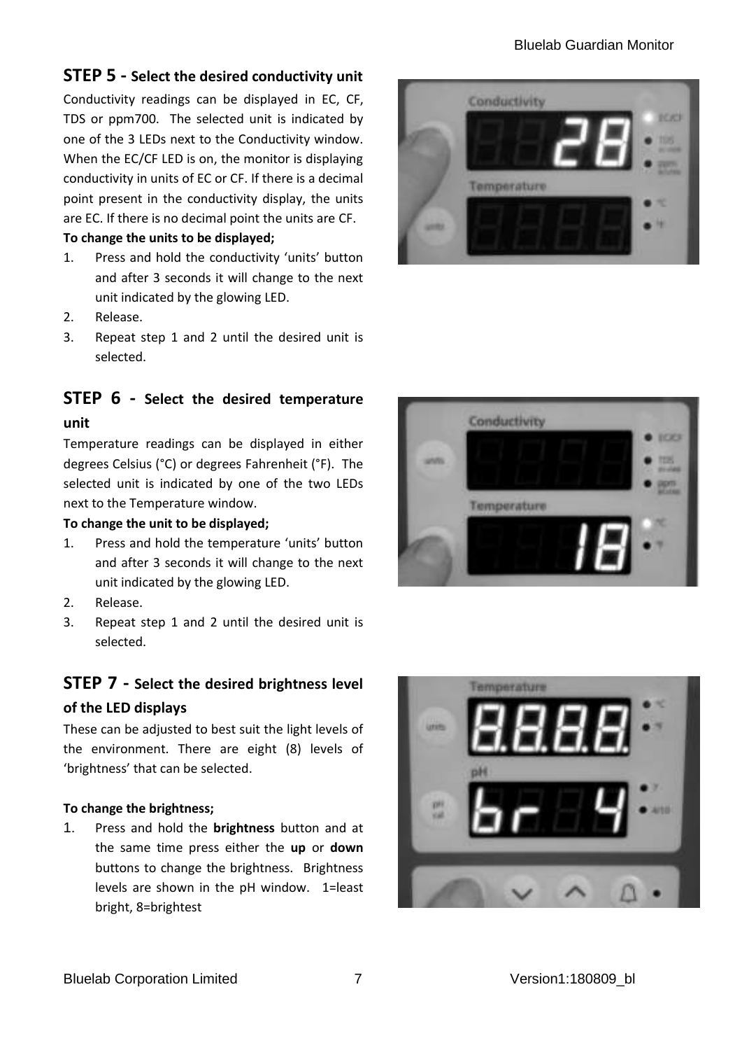## STEP 5 - Select the desired conductivity unit

Conductivity readings can be displayed in EC, CF, TDS or ppm700. The selected unit is indicated by one of the 3 LEDs next to the Conductivity window. When the EC/CF LED is on, the monitor is displaying conductivity in units of EC or CF. If there is a decimal point present in the conductivity display, the units are EC. If there is no decimal point the units are CF.

**To change the units to be displayed;**

1. Press and hold the conductivity 'units' button and after 3 seconds it will change to the next unit indicated by the glowing LED.
2. Release.
3. Repeat step 1 and 2 until the desired unit is selected.

## STEP 6 - Select the desired temperature unit

Temperature readings can be displayed in either degrees Celsius (°C) or degrees Fahrenheit (°F). The selected unit is indicated by one of the two LEDs next to the Temperature window.

**To change the unit to be displayed;**

1. Press and hold the temperature 'units' button and after 3 seconds it will change to the next unit indicated by the glowing LED.
2. Release.
3. Repeat step 1 and 2 until the desired unit is selected.

## STEP 7 - Select the desired brightness level of the LED displays

These can be adjusted to best suit the light levels of the environment. There are eight (8) levels of 'brightness' that can be selected.

**To change the brightness;**

1. Press and hold the **brightness** button and at the same time press either the **up** or **down** buttons to change the brightness. Brightness levels are shown in the pH window. 1=least bright, 8=brightest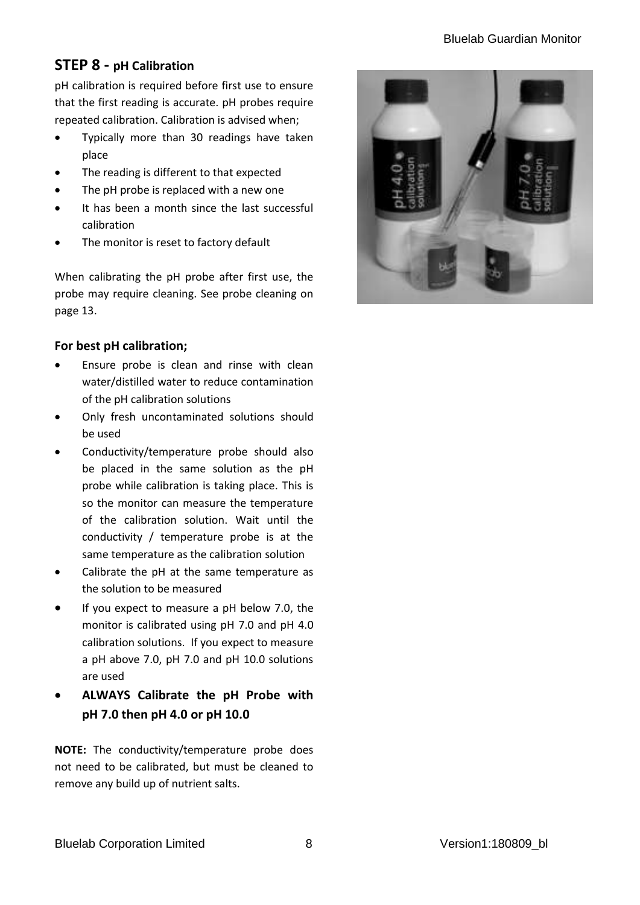## STEP 8 - pH Calibration

pH calibration is required before first use to ensure that the first reading is accurate. pH probes require repeated calibration. Calibration is advised when;

- Typically more than 30 readings have taken place
- The reading is different to that expected
- The pH probe is replaced with a new one
- It has been a month since the last successful calibration
- The monitor is reset to factory default

When calibrating the pH probe after first use, the probe may require cleaning. See probe cleaning on page 13.

### For best pH calibration;

- Ensure probe is clean and rinse with clean water/distilled water to reduce contamination of the pH calibration solutions
- Only fresh uncontaminated solutions should be used
- Conductivity/temperature probe should also be placed in the same solution as the pH probe while calibration is taking place. This is so the monitor can measure the temperature of the calibration solution. Wait until the conductivity / temperature probe is at the same temperature as the calibration solution
- Calibrate the pH at the same temperature as the solution to be measured
- If you expect to measure a pH below 7.0, the monitor is calibrated using pH 7.0 and pH 4.0 calibration solutions. If you expect to measure a pH above 7.0, pH 7.0 and pH 10.0 solutions are used
- **ALWAYS Calibrate the pH Probe with pH 7.0 then pH 4.0 or pH 10.0**

**NOTE:** The conductivity/temperature probe does not need to be calibrated, but must be cleaned to remove any build up of nutrient salts.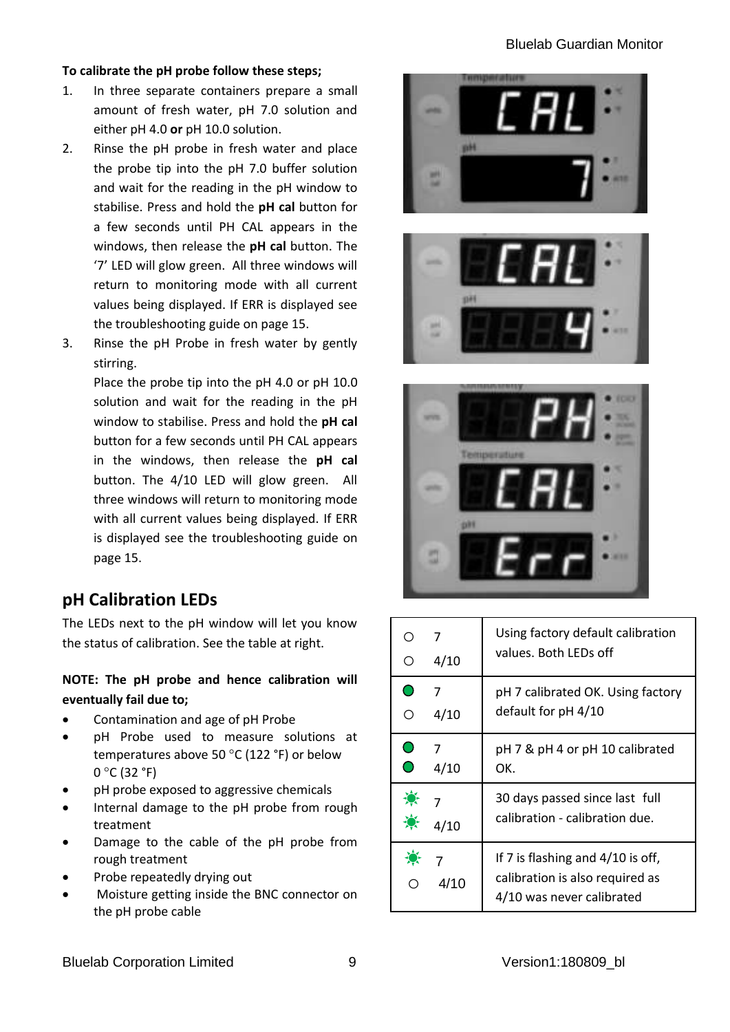**To calibrate the pH probe follow these steps;**

1. In three separate containers prepare a small amount of fresh water, pH 7.0 solution and either pH 4.0 **or** pH 10.0 solution.
2. Rinse the pH probe in fresh water and place the probe tip into the pH 7.0 buffer solution and wait for the reading in the pH window to stabilise. Press and hold the **pH cal** button for a few seconds until PH CAL appears in the windows, then release the **pH cal** button. The '7' LED will glow green. All three windows will return to monitoring mode with all current values being displayed. If ERR is displayed see the troubleshooting guide on page 15.
3. Rinse the pH Probe in fresh water by gently stirring.
   Place the probe tip into the pH 4.0 or pH 10.0 solution and wait for the reading in the pH window to stabilise. Press and hold the **pH cal** button for a few seconds until PH CAL appears in the windows, then release the **pH cal** button. The 4/10 LED will glow green. All three windows will return to monitoring mode with all current values being displayed. If ERR is displayed see the troubleshooting guide on page 15.

## pH Calibration LEDs

The LEDs next to the pH window will let you know the status of calibration. See the table at right.

**NOTE: The pH probe and hence calibration will eventually fail due to;**

- Contamination and age of pH Probe
- pH Probe used to measure solutions at temperatures above 50 °C (122 °F) or below 0 °C (32 °F)
- pH probe exposed to aggressive chemicals
- Internal damage to the pH probe from rough treatment
- Damage to the cable of the pH probe from rough treatment
- Probe repeatedly drying out
- Moisture getting inside the BNC connector on the pH probe cable

| LEDs | Status |
|---|---|
| ○ 7<br>○ 4/10 | Using factory default calibration values. Both LEDs off |
| ● 7 (green)<br>○ 4/10 | pH 7 calibrated OK. Using factory default for pH 4/10 |
| ● 7 (green)<br>● 4/10 (green) | pH 7 & pH 4 or pH 10 calibrated OK. |
| ✹ 7 (flashing)<br>✹ 4/10 (flashing) | 30 days passed since last full calibration - calibration due. |
| ✹ 7 (flashing)<br>○ 4/10 | If 7 is flashing and 4/10 is off, calibration is also required as 4/10 was never calibrated |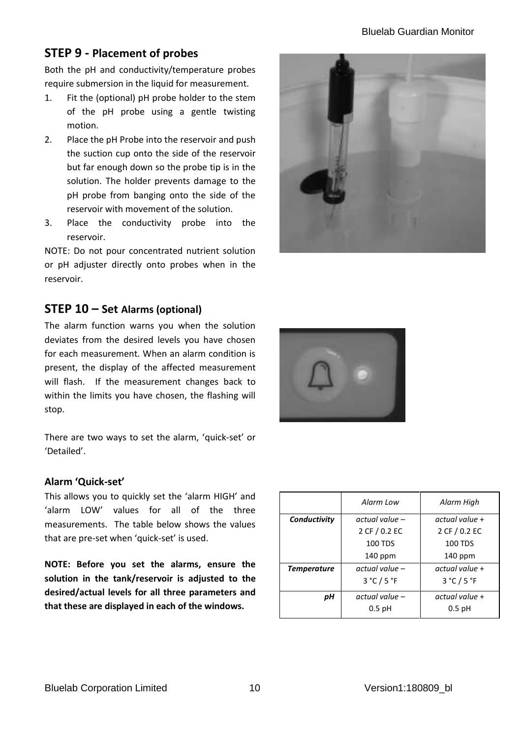## STEP 9 - Placement of probes

Both the pH and conductivity/temperature probes require submersion in the liquid for measurement.

1. Fit the (optional) pH probe holder to the stem of the pH probe using a gentle twisting motion.
2. Place the pH Probe into the reservoir and push the suction cup onto the side of the reservoir but far enough down so the probe tip is in the solution. The holder prevents damage to the pH probe from banging onto the side of the reservoir with movement of the solution.
3. Place the conductivity probe into the reservoir.

NOTE: Do not pour concentrated nutrient solution or pH adjuster directly onto probes when in the reservoir.

## STEP 10 – Set Alarms (optional)

The alarm function warns you when the solution deviates from the desired levels you have chosen for each measurement. When an alarm condition is present, the display of the affected measurement will flash. If the measurement changes back to within the limits you have chosen, the flashing will stop.

There are two ways to set the alarm, 'quick-set' or 'Detailed'.

### Alarm 'Quick-set'

This allows you to quickly set the 'alarm HIGH' and 'alarm LOW' values for all of the three measurements. The table below shows the values that are pre-set when 'quick-set' is used.

**NOTE: Before you set the alarms, ensure the solution in the tank/reservoir is adjusted to the desired/actual levels for all three parameters and that these are displayed in each of the windows.**

| | *Alarm Low* | *Alarm High* |
|---|---|---|
| ***Conductivity*** | *actual value* – 2 CF / 0.2 EC 100 TDS 140 ppm | *actual value* + 2 CF / 0.2 EC 100 TDS 140 ppm |
| ***Temperature*** | *actual value* – 3 °C / 5 °F | *actual value* + 3 °C / 5 °F |
| ***pH*** | *actual value* – 0.5 pH | *actual value* + 0.5 pH |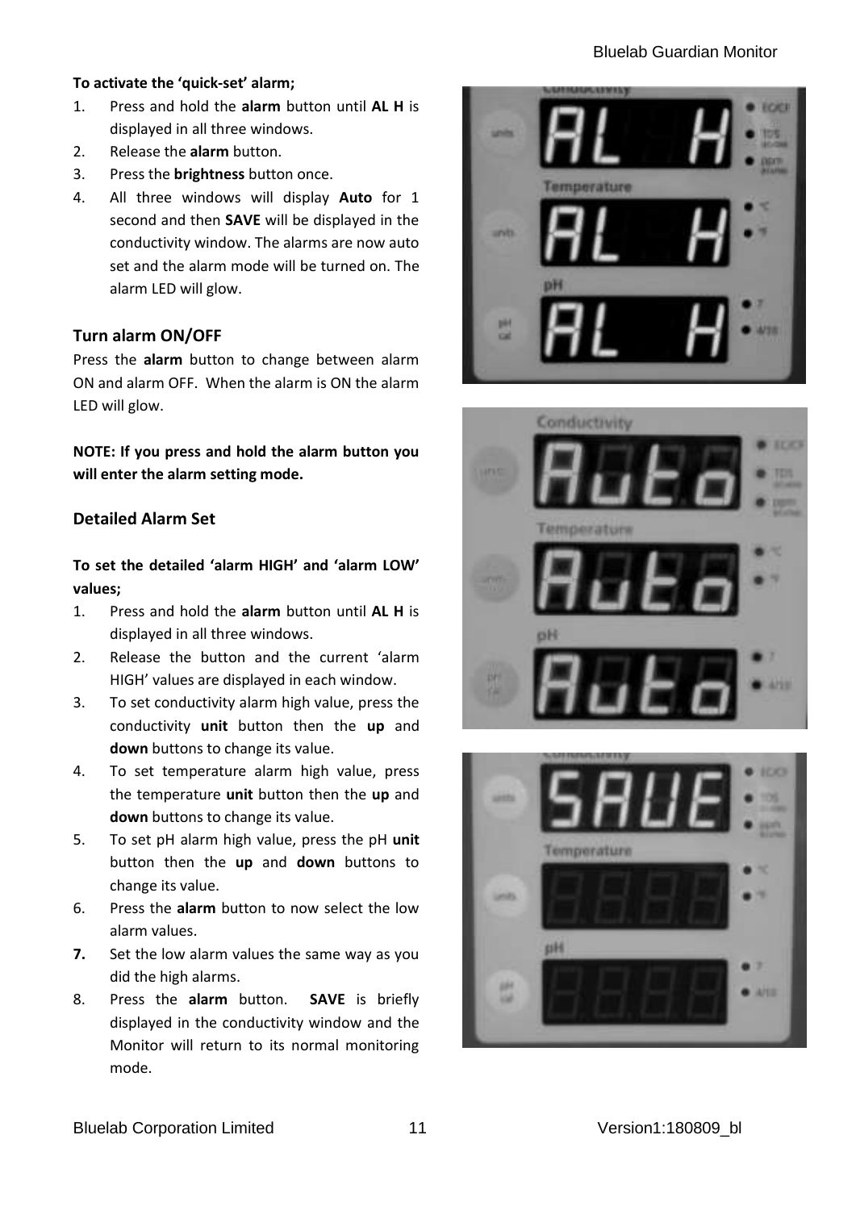**To activate the 'quick-set' alarm;**

1. Press and hold the **alarm** button until **AL H** is displayed in all three windows.
2. Release the **alarm** button.
3. Press the **brightness** button once.
4. All three windows will display **Auto** for 1 second and then **SAVE** will be displayed in the conductivity window. The alarms are now auto set and the alarm mode will be turned on. The alarm LED will glow.

## Turn alarm ON/OFF

Press the **alarm** button to change between alarm ON and alarm OFF. When the alarm is ON the alarm LED will glow.

**NOTE: If you press and hold the alarm button you will enter the alarm setting mode.**

## Detailed Alarm Set

**To set the detailed 'alarm HIGH' and 'alarm LOW' values;**

1. Press and hold the **alarm** button until **AL H** is displayed in all three windows.
2. Release the button and the current 'alarm HIGH' values are displayed in each window.
3. To set conductivity alarm high value, press the conductivity **unit** button then the **up** and **down** buttons to change its value.
4. To set temperature alarm high value, press the temperature **unit** button then the **up** and **down** buttons to change its value.
5. To set pH alarm high value, press the pH **unit** button then the **up** and **down** buttons to change its value.
6. Press the **alarm** button to now select the low alarm values.
7. Set the low alarm values the same way as you did the high alarms.
8. Press the **alarm** button. **SAVE** is briefly displayed in the conductivity window and the Monitor will return to its normal monitoring mode.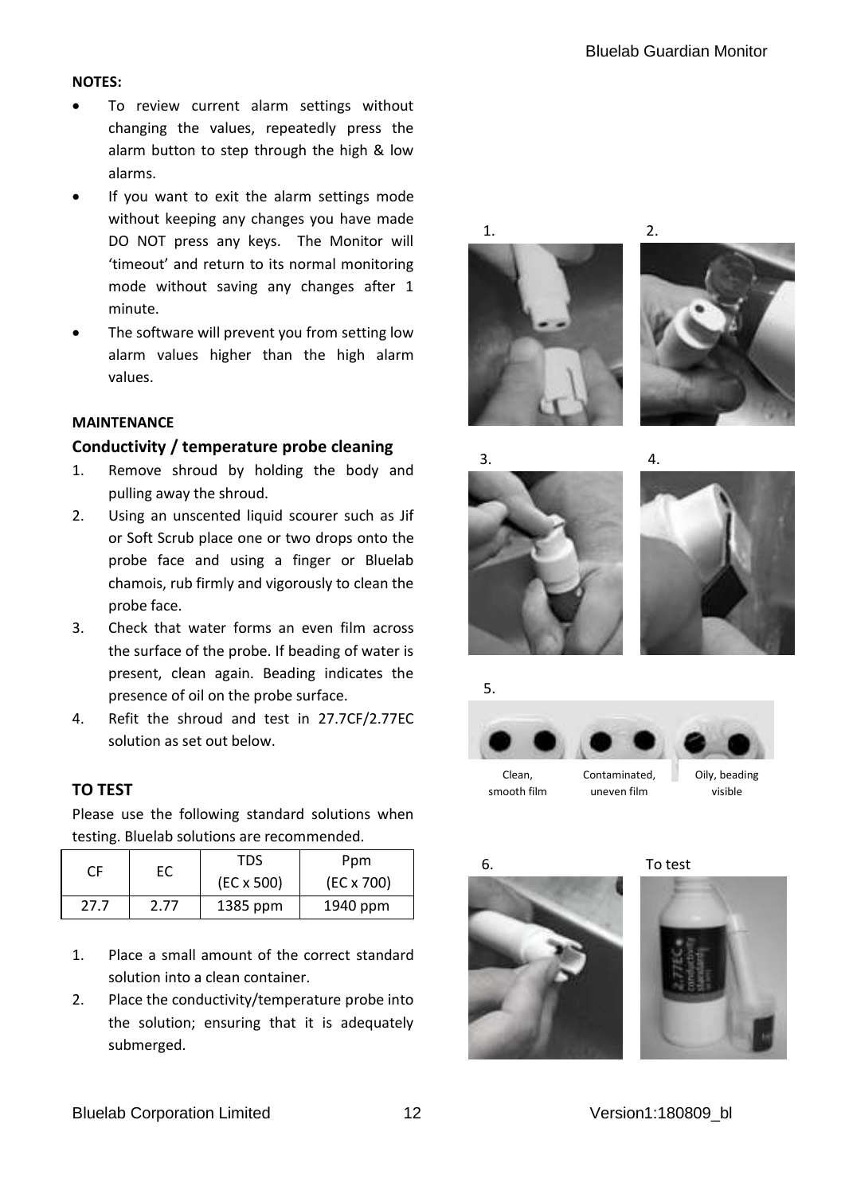**NOTES:**

- To review current alarm settings without changing the values, repeatedly press the alarm button to step through the high & low alarms.
- If you want to exit the alarm settings mode without keeping any changes you have made DO NOT press any keys. The Monitor will 'timeout' and return to its normal monitoring mode without saving any changes after 1 minute.
- The software will prevent you from setting low alarm values higher than the high alarm values.

**MAINTENANCE**

### Conductivity / temperature probe cleaning

1. Remove shroud by holding the body and pulling away the shroud.
2. Using an unscented liquid scourer such as Jif or Soft Scrub place one or two drops onto the probe face and using a finger or Bluelab chamois, rub firmly and vigorously to clean the probe face.
3. Check that water forms an even film across the surface of the probe. If beading of water is present, clean again. Beading indicates the presence of oil on the probe surface.
4. Refit the shroud and test in 27.7CF/2.77EC solution as set out below.

### TO TEST

Please use the following standard solutions when testing. Bluelab solutions are recommended.

| CF | EC | TDS (EC x 500) | Ppm (EC x 700) |
|---|---|---|---|
| 27.7 | 2.77 | 1385 ppm | 1940 ppm |

1. Place a small amount of the correct standard solution into a clean container.
2. Place the conductivity/temperature probe into the solution; ensuring that it is adequately submerged.

1. 2. 3. 4. 5.

Clean, smooth film — Contaminated, uneven film — Oily, beading visible

6. To test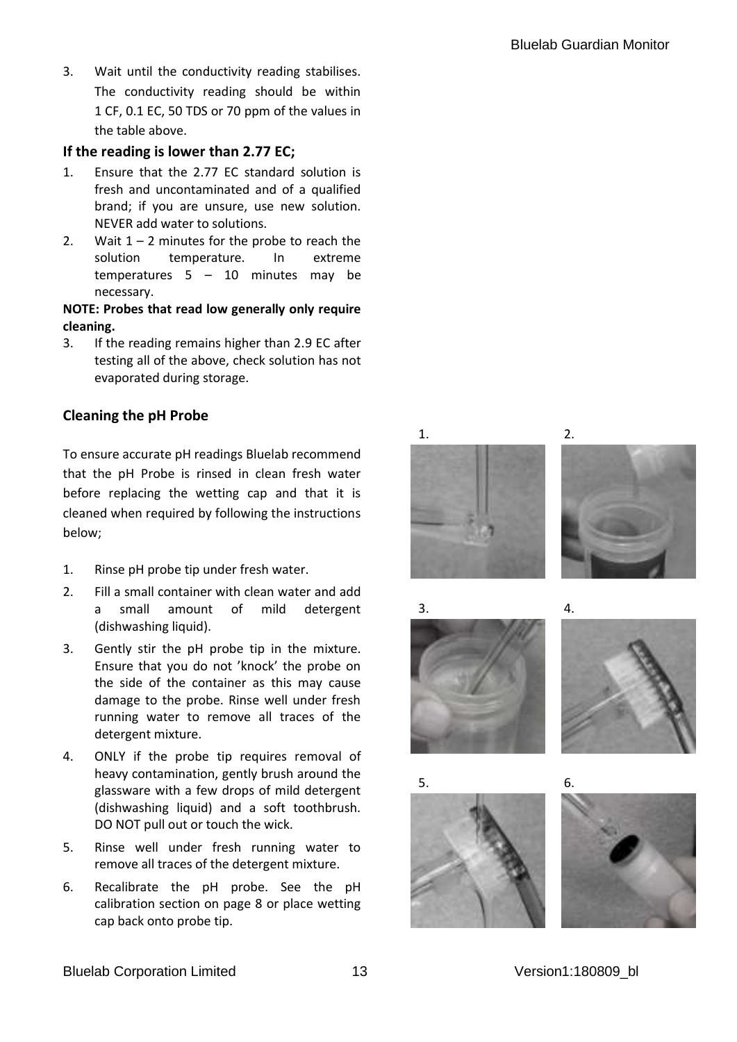3. Wait until the conductivity reading stabilises. The conductivity reading should be within 1 CF, 0.1 EC, 50 TDS or 70 ppm of the values in the table above.

### If the reading is lower than 2.77 EC;

1. Ensure that the 2.77 EC standard solution is fresh and uncontaminated and of a qualified brand; if you are unsure, use new solution. NEVER add water to solutions.
2. Wait 1 – 2 minutes for the probe to reach the solution temperature. In extreme temperatures 5 – 10 minutes may be necessary.

**NOTE: Probes that read low generally only require cleaning.**

3. If the reading remains higher than 2.9 EC after testing all of the above, check solution has not evaporated during storage.

## Cleaning the pH Probe

To ensure accurate pH readings Bluelab recommend that the pH Probe is rinsed in clean fresh water before replacing the wetting cap and that it is cleaned when required by following the instructions below;

1. Rinse pH probe tip under fresh water.
2. Fill a small container with clean water and add a small amount of mild detergent (dishwashing liquid).
3. Gently stir the pH probe tip in the mixture. Ensure that you do not 'knock' the probe on the side of the container as this may cause damage to the probe. Rinse well under fresh running water to remove all traces of the detergent mixture.
4. ONLY if the probe tip requires removal of heavy contamination, gently brush around the glassware with a few drops of mild detergent (dishwashing liquid) and a soft toothbrush. DO NOT pull out or touch the wick.
5. Rinse well under fresh running water to remove all traces of the detergent mixture.
6. Recalibrate the pH probe. See the pH calibration section on page 8 or place wetting cap back onto probe tip.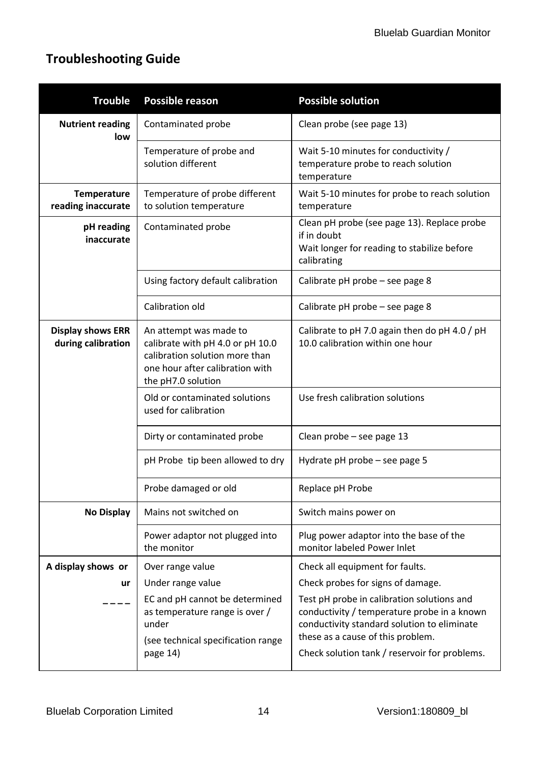## Troubleshooting Guide

| Trouble | Possible reason | Possible solution |
|---|---|---|
| **Nutrient reading low** | Contaminated probe | Clean probe (see page 13) |
| | Temperature of probe and solution different | Wait 5-10 minutes for conductivity / temperature probe to reach solution temperature |
| **Temperature reading inaccurate** | Temperature of probe different to solution temperature | Wait 5-10 minutes for probe to reach solution temperature |
| **pH reading inaccurate** | Contaminated probe | Clean pH probe (see page 13). Replace probe if in doubt<br>Wait longer for reading to stabilize before calibrating |
| | Using factory default calibration | Calibrate pH probe – see page 8 |
| | Calibration old | Calibrate pH probe – see page 8 |
| **Display shows ERR during calibration** | An attempt was made to calibrate with pH 4.0 or pH 10.0 calibration solution more than one hour after calibration with the pH7.0 solution | Calibrate to pH 7.0 again then do pH 4.0 / pH 10.0 calibration within one hour |
| | Old or contaminated solutions used for calibration | Use fresh calibration solutions |
| | Dirty or contaminated probe | Clean probe – see page 13 |
| | pH Probe tip been allowed to dry | Hydrate pH probe – see page 5 |
| | Probe damaged or old | Replace pH Probe |
| **No Display** | Mains not switched on | Switch mains power on |
| | Power adaptor not plugged into the monitor | Plug power adaptor into the base of the monitor labeled Power Inlet |
| **A display shows or**<br>**ur**<br>**_ _ _ _** | Over range value<br>Under range value<br>EC and pH cannot be determined as temperature range is over / under<br>(see technical specification range page 14) | Check all equipment for faults.<br>Check probes for signs of damage.<br>Test pH probe in calibration solutions and conductivity / temperature probe in a known conductivity standard solution to eliminate these as a cause of this problem.<br>Check solution tank / reservoir for problems. |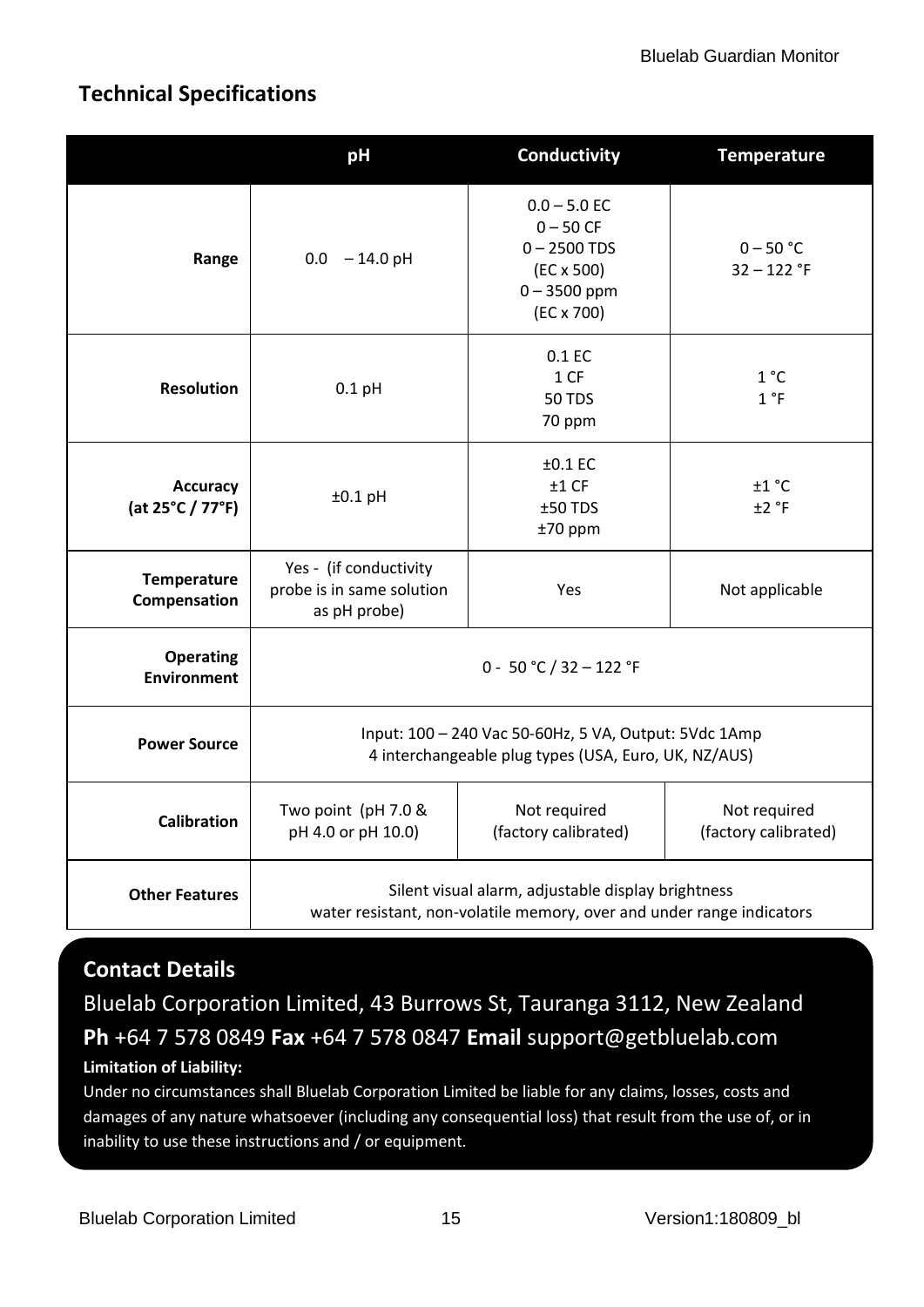## Technical Specifications

| | pH | Conductivity | Temperature |
|---|---|---|---|
| **Range** | 0.0 – 14.0 pH | 0.0 – 5.0 EC<br>0 – 50 CF<br>0 – 2500 TDS<br>(EC x 500)<br>0 – 3500 ppm<br>(EC x 700) | 0 – 50 °C<br>32 – 122 °F |
| **Resolution** | 0.1 pH | 0.1 EC<br>1 CF<br>50 TDS<br>70 ppm | 1 °C<br>1 °F |
| **Accuracy (at 25°C / 77°F)** | ±0.1 pH | ±0.1 EC<br>±1 CF<br>±50 TDS<br>±70 ppm | ±1 °C<br>±2 °F |
| **Temperature Compensation** | Yes - (if conductivity probe is in same solution as pH probe) | Yes | Not applicable |
| **Operating Environment** | 0 - 50 °C / 32 – 122 °F | | |
| **Power Source** | Input: 100 – 240 Vac 50-60Hz, 5 VA, Output: 5Vdc 1Amp<br>4 interchangeable plug types (USA, Euro, UK, NZ/AUS) | | |
| **Calibration** | Two point (pH 7.0 & pH 4.0 or pH 10.0) | Not required (factory calibrated) | Not required (factory calibrated) |
| **Other Features** | Silent visual alarm, adjustable display brightness<br>water resistant, non-volatile memory, over and under range indicators | | |

### Contact Details

Bluelab Corporation Limited, 43 Burrows St, Tauranga 3112, New Zealand

**Ph** +64 7 578 0849 **Fax** +64 7 578 0847 **Email** support@getbluelab.com

**Limitation of Liability:**

Under no circumstances shall Bluelab Corporation Limited be liable for any claims, losses, costs and damages of any nature whatsoever (including any consequential loss) that result from the use of, or in inability to use these instructions and / or equipment.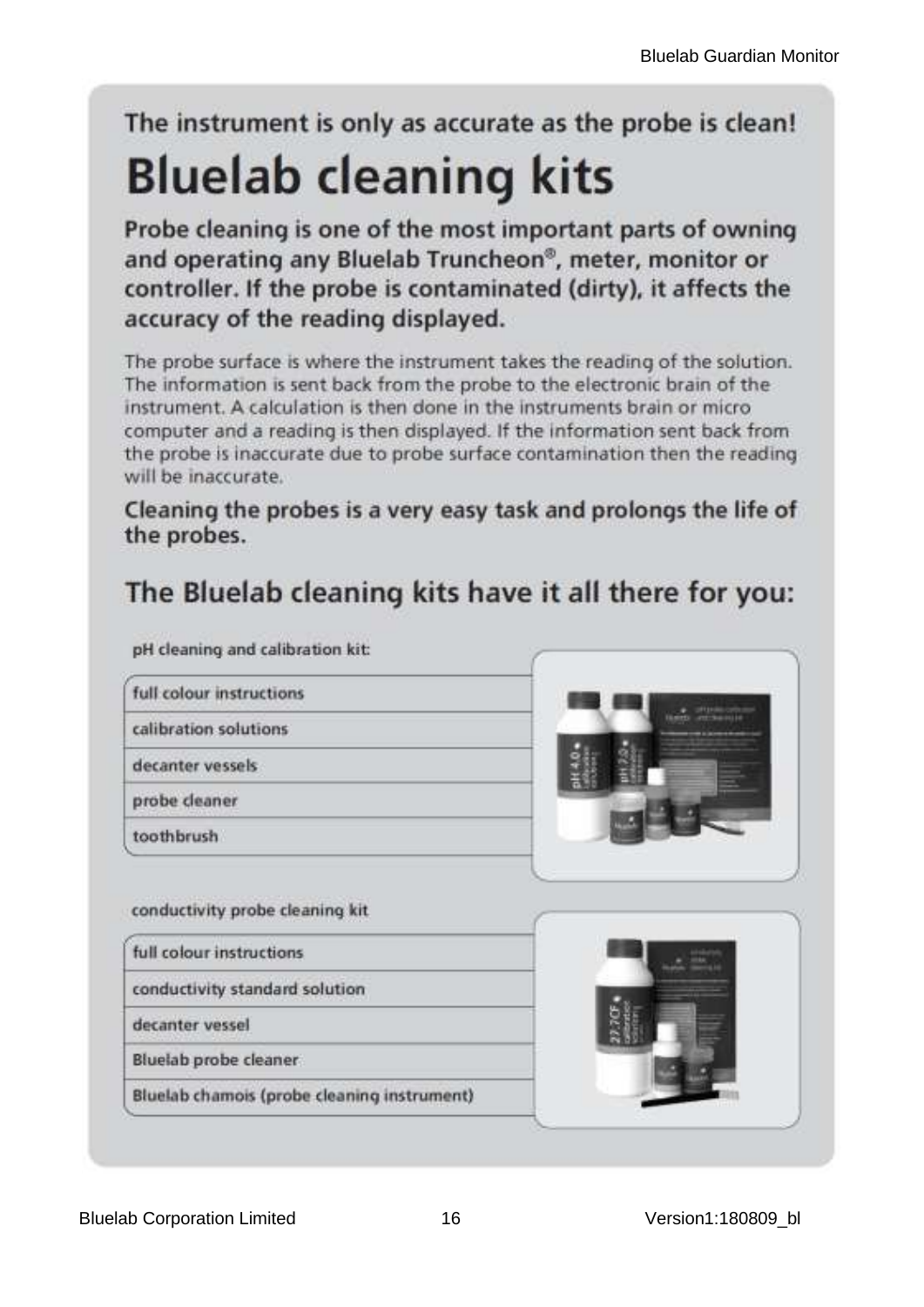The instrument is only as accurate as the probe is clean!

# Bluelab cleaning kits

**Probe cleaning is one of the most important parts of owning and operating any Bluelab Truncheon®, meter, monitor or controller. If the probe is contaminated (dirty), it affects the accuracy of the reading displayed.**

The probe surface is where the instrument takes the reading of the solution. The information is sent back from the probe to the electronic brain of the instrument. A calculation is then done in the instruments brain or micro computer and a reading is then displayed. If the information sent back from the probe is inaccurate due to probe surface contamination then the reading will be inaccurate.

**Cleaning the probes is a very easy task and prolongs the life of the probes.**

## The Bluelab cleaning kits have it all there for you:

pH cleaning and calibration kit:

- full colour instructions
- calibration solutions
- decanter vessels
- probe cleaner
- toothbrush

conductivity probe cleaning kit

- full colour instructions
- conductivity standard solution
- decanter vessel
- Bluelab probe cleaner
- Bluelab chamois (probe cleaning instrument)